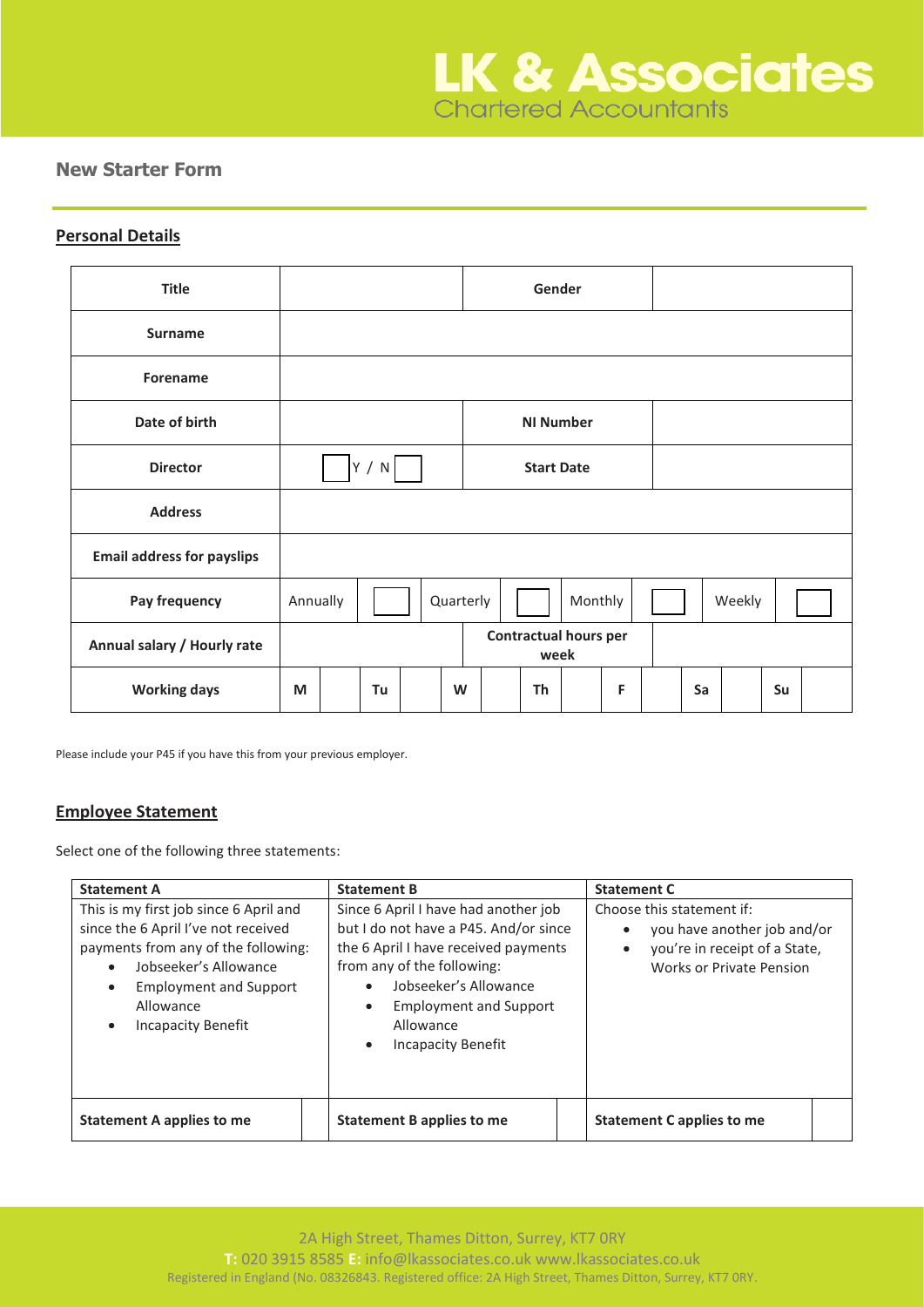LK & Associates
Chartered Accountants

## New Starter Form

### Personal Details

| Title | | Gender | | | | | | |
|---|---|---|---|---|---|---|---|---|
| Surname | | | | | | | | |
| Forename | | | | | | | | |
| Date of birth | | NI Number | | | | | | |
| Director | ☐ Y / N ☐ | Start Date | | | | | | |
| Address | | | | | | | | |
| Email address for payslips | | | | | | | | |
| Pay frequency | Annually | ☐ | Quarterly | ☐ | Monthly | ☐ | Weekly | ☐ |
| Annual salary / Hourly rate | | Contractual hours per week | | | | | | |

| Working days | M | | Tu | | W | | Th | | F | | Sa | | Su | |
|---|---|---|---|---|---|---|---|---|---|---|---|---|---|---|

Please include your P45 if you have this from your previous employer.

### Employee Statement

Select one of the following three statements:

| Statement A | | Statement B | | Statement C | |
|---|---|---|---|---|---|
| This is my first job since 6 April and since the 6 April I've not received payments from any of the following:<br>• Jobseeker's Allowance<br>• Employment and Support Allowance<br>• Incapacity Benefit | | Since 6 April I have had another job but I do not have a P45. And/or since the 6 April I have received payments from any of the following:<br>• Jobseeker's Allowance<br>• Employment and Support Allowance<br>• Incapacity Benefit | | Choose this statement if:<br>• you have another job and/or<br>• you're in receipt of a State, Works or Private Pension | |
| **Statement A applies to me** | | **Statement B applies to me** | | **Statement C applies to me** | |

2A High Street, Thames Ditton, Surrey, KT7 0RY
T: 020 3915 8585 E: info@lkassociates.co.uk www.lkassociates.co.uk
Registered in England (No. 08326843. Registered office: 2A High Street, Thames Ditton, Surrey, KT7 0RY.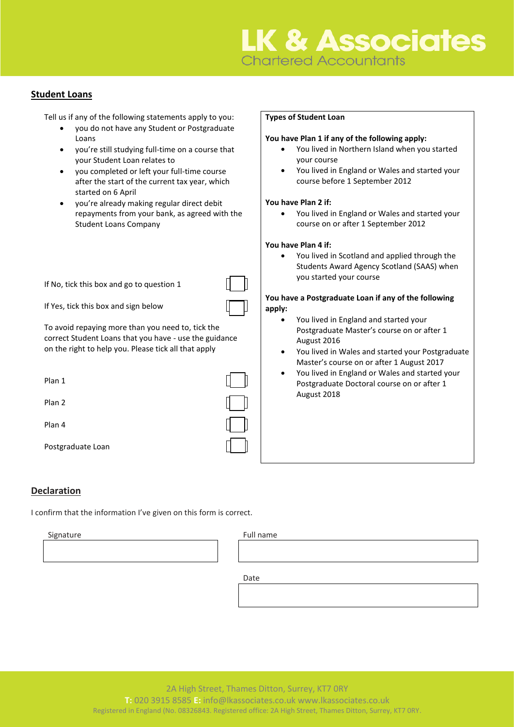## Student Loans

Tell us if any of the following statements apply to you:

- you do not have any Student or Postgraduate Loans
- you're still studying full-time on a course that your Student Loan relates to
- you completed or left your full-time course after the start of the current tax year, which started on 6 April
- you're already making regular direct debit repayments from your bank, as agreed with the Student Loans Company

If No, tick this box and go to question 1 ☐

If Yes, tick this box and sign below ☐

To avoid repaying more than you need to, tick the correct Student Loans that you have - use the guidance on the right to help you. Please tick all that apply

Plan 1 ☐

Plan 2 ☐

Plan 4 ☐

Postgraduate Loan ☐

**Types of Student Loan**

**You have Plan 1 if any of the following apply:**

- You lived in Northern Island when you started your course
- You lived in England or Wales and started your course before 1 September 2012

**You have Plan 2 if:**

- You lived in England or Wales and started your course on or after 1 September 2012

**You have Plan 4 if:**

- You lived in Scotland and applied through the Students Award Agency Scotland (SAAS) when you started your course

**You have a Postgraduate Loan if any of the following apply:**

- You lived in England and started your Postgraduate Master's course on or after 1 August 2016
- You lived in Wales and started your Postgraduate Master's course on or after 1 August 2017
- You lived in England or Wales and started your Postgraduate Doctoral course on or after 1 August 2018

## Declaration

I confirm that the information I've given on this form is correct.

Signature

Full name

Date